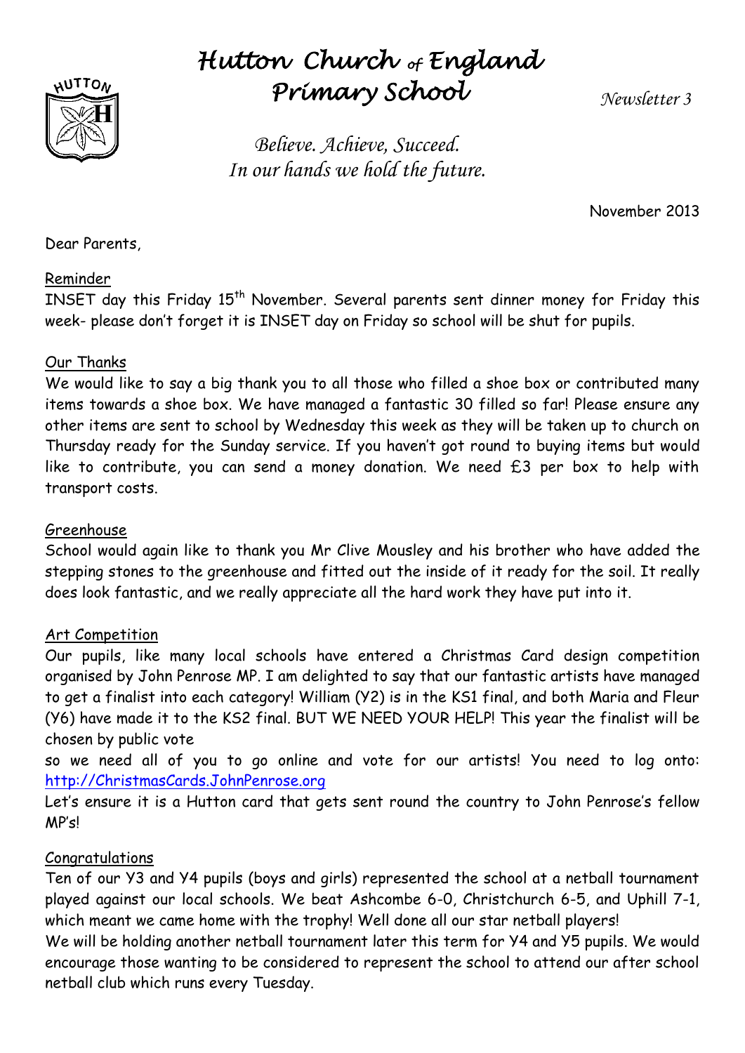# Hutton Church of England Primary School

*Newsletter 3*

*Believe. Achieve, Succeed.*
*In our hands we hold the future.*

November 2013

Dear Parents,

## Reminder

INSET day this Friday 15th November. Several parents sent dinner money for Friday this week- please don't forget it is INSET day on Friday so school will be shut for pupils.

## Our Thanks

We would like to say a big thank you to all those who filled a shoe box or contributed many items towards a shoe box. We have managed a fantastic 30 filled so far! Please ensure any other items are sent to school by Wednesday this week as they will be taken up to church on Thursday ready for the Sunday service. If you haven't got round to buying items but would like to contribute, you can send a money donation. We need £3 per box to help with transport costs.

## Greenhouse

School would again like to thank you Mr Clive Mousley and his brother who have added the stepping stones to the greenhouse and fitted out the inside of it ready for the soil. It really does look fantastic, and we really appreciate all the hard work they have put into it.

## Art Competition

Our pupils, like many local schools have entered a Christmas Card design competition organised by John Penrose MP. I am delighted to say that our fantastic artists have managed to get a finalist into each category! William (Y2) is in the KS1 final, and both Maria and Fleur (Y6) have made it to the KS2 final. BUT WE NEED YOUR HELP! This year the finalist will be chosen by public vote

so we need all of you to go online and vote for our artists! You need to log onto: http://ChristmasCards.JohnPenrose.org

Let's ensure it is a Hutton card that gets sent round the country to John Penrose's fellow MP's!

## Congratulations

Ten of our Y3 and Y4 pupils (boys and girls) represented the school at a netball tournament played against our local schools. We beat Ashcombe 6-0, Christchurch 6-5, and Uphill 7-1, which meant we came home with the trophy! Well done all our star netball players!

We will be holding another netball tournament later this term for Y4 and Y5 pupils. We would encourage those wanting to be considered to represent the school to attend our after school netball club which runs every Tuesday.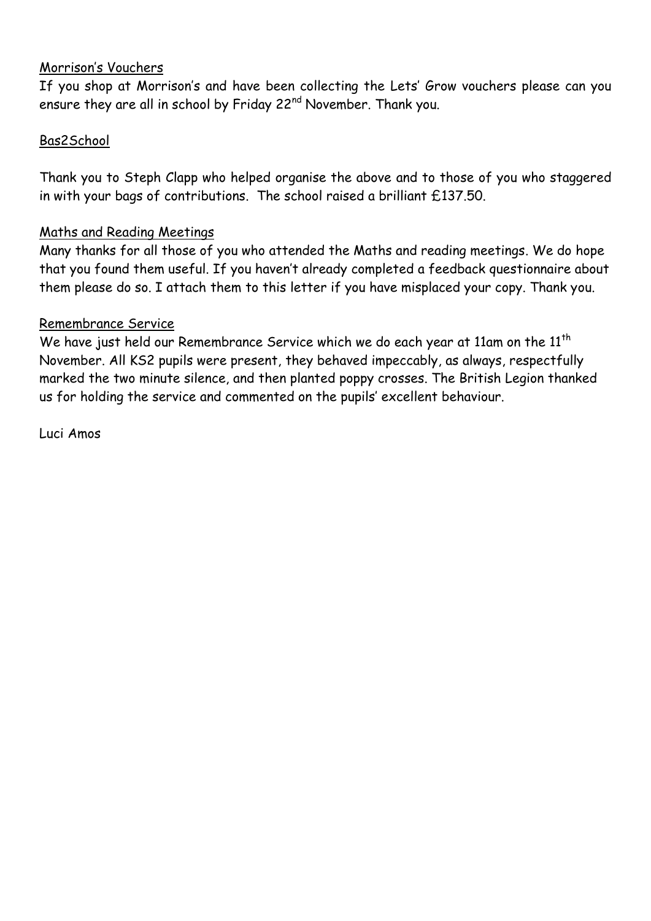Morrison's Vouchers

If you shop at Morrison's and have been collecting the Lets' Grow vouchers please can you ensure they are all in school by Friday 22nd November. Thank you.

Bas2School

Thank you to Steph Clapp who helped organise the above and to those of you who staggered in with your bags of contributions. The school raised a brilliant £137.50.

Maths and Reading Meetings

Many thanks for all those of you who attended the Maths and reading meetings. We do hope that you found them useful. If you haven't already completed a feedback questionnaire about them please do so. I attach them to this letter if you have misplaced your copy. Thank you.

Remembrance Service

We have just held our Remembrance Service which we do each year at 11am on the 11th November. All KS2 pupils were present, they behaved impeccably, as always, respectfully marked the two minute silence, and then planted poppy crosses. The British Legion thanked us for holding the service and commented on the pupils' excellent behaviour.

Luci Amos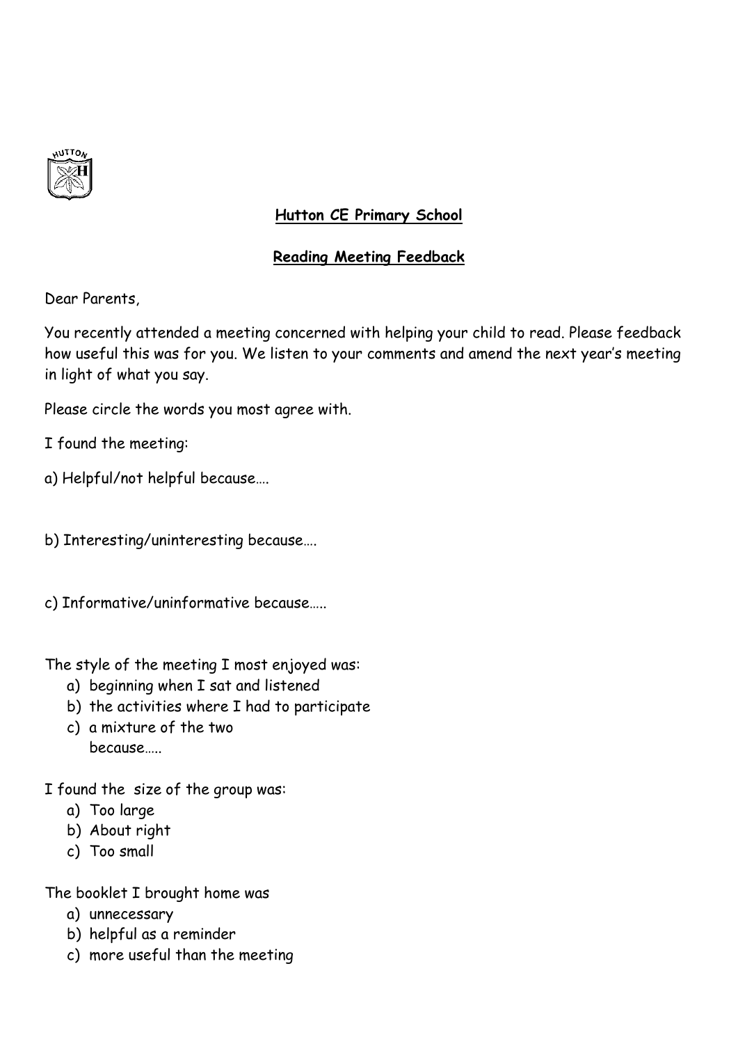**Hutton CE Primary School**

**Reading Meeting Feedback**

Dear Parents,

You recently attended a meeting concerned with helping your child to read. Please feedback how useful this was for you. We listen to your comments and amend the next year's meeting in light of what you say.

Please circle the words you most agree with.

I found the meeting:

a) Helpful/not helpful because….

b) Interesting/uninteresting because….

c) Informative/uninformative because…..

The style of the meeting I most enjoyed was:

a) beginning when I sat and listened
b) the activities where I had to participate
c) a mixture of the two
   because…..

I found the size of the group was:

a) Too large
b) About right
c) Too small

The booklet I brought home was

a) unnecessary
b) helpful as a reminder
c) more useful than the meeting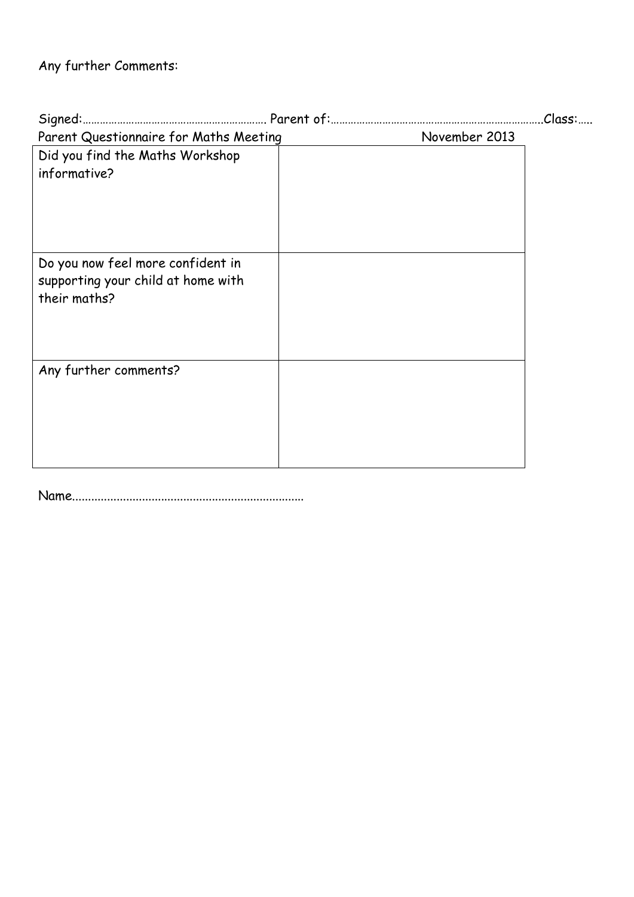Any further Comments:

Signed:………………………………………………………. Parent of:……………………………………………………………….Class:…..

Parent Questionnaire for Maths Meeting November 2013

| | |
|---|---|
| Did you find the Maths Workshop informative? | |
| Do you now feel more confident in supporting your child at home with their maths? | |
| Any further comments? | |

Name……………………………………………………………….